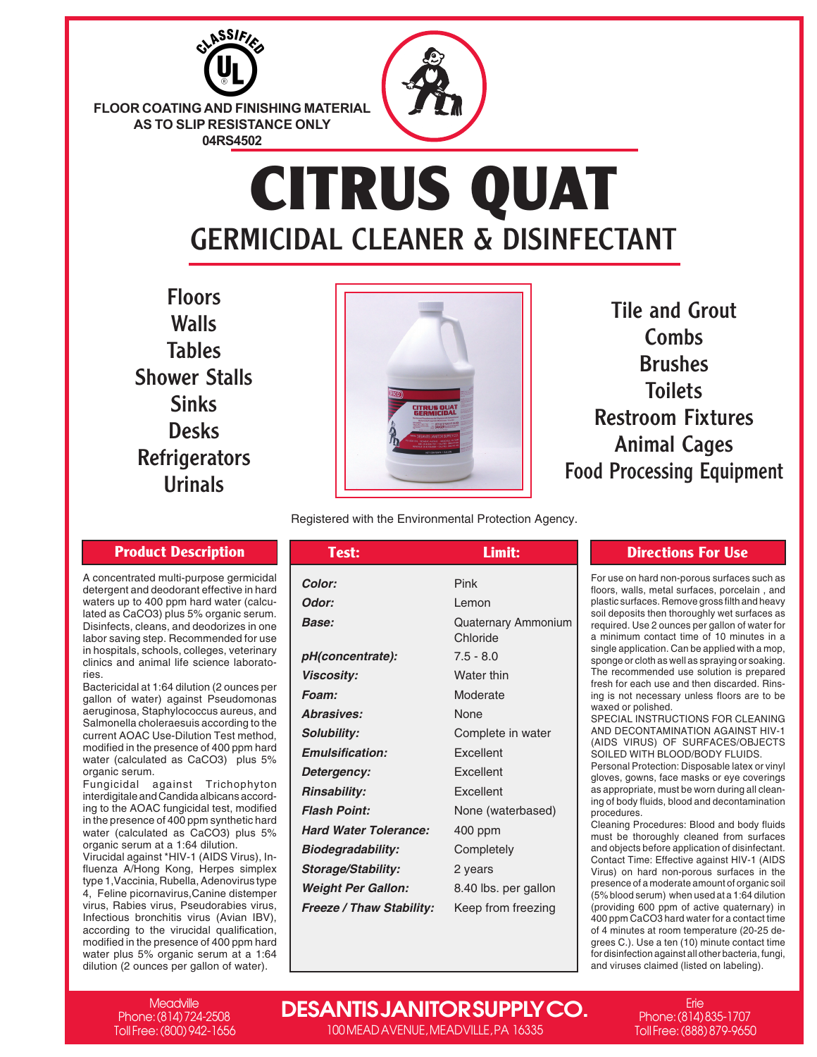FLOOR COATING AND FINISHING MATERIAL AS TO SLIP RESISTANCE ONLY
04RS4502

# CITRUS QUAT

## GERMICIDAL CLEANER & DISINFECTANT

- Floors
- Walls
- Tables
- Shower Stalls
- Sinks
- Desks
- Refrigerators
- Urinals
- Tile and Grout
- Combs
- Brushes
- Toilets
- Restroom Fixtures
- Animal Cages
- Food Processing Equipment

Registered with the Environmental Protection Agency.

### Product Description

A concentrated multi-purpose germicidal detergent and deodorant effective in hard waters up to 400 ppm hard water (calculated as $CaCO_3$) plus 5% organic serum. Disinfects, cleans, and deodorizes in one labor saving step. Recommended for use in hospitals, schools, colleges, veterinary clinics and animal life science laboratories.

Bactericidal at 1:64 dilution (2 ounces per gallon of water) against Pseudomonas aeruginosa, Staphylococcus aureus, and Salmonella choleraesuis according to the current AOAC Use-Dilution Test method, modified in the presence of 400 ppm hard water (calculated as $CaCO_3$) plus 5% organic serum.

Fungicidal against Trichophyton interdigitale and Candida albicans according to the AOAC fungicidal test, modified in the presence of 400 ppm synthetic hard water (calculated as $CaCO_3$) plus 5% organic serum at a 1:64 dilution.

Virucidal against *HIV-1 (AIDS Virus), Influenza A/Hong Kong, Herpes simplex type 1, Vaccinia, Rubella, Adenovirus type 4, Feline picornavirus, Canine distemper virus, Rabies virus, Pseudorabies virus, Infectious bronchitis virus (Avian IBV), according to the virucidal qualification, modified in the presence of 400 ppm hard water plus 5% organic serum at a 1:64 dilution (2 ounces per gallon of water).

| Test: | Limit: |
|---|---|
| *Color:* | Pink |
| *Odor:* | Lemon |
| *Base:* | Quaternary Ammonium Chloride |
| *pH(concentrate):* | 7.5 - 8.0 |
| *Viscosity:* | Water thin |
| *Foam:* | Moderate |
| *Abrasives:* | None |
| *Solubility:* | Complete in water |
| *Emulsification:* | Excellent |
| *Detergency:* | Excellent |
| *Rinsability:* | Excellent |
| *Flash Point:* | None (waterbased) |
| *Hard Water Tolerance:* | 400 ppm |
| *Biodegradability:* | Completely |
| *Storage/Stability:* | 2 years |
| *Weight Per Gallon:* | 8.40 lbs. per gallon |
| *Freeze / Thaw Stability:* | Keep from freezing |

### Directions For Use

For use on hard non-porous surfaces such as floors, walls, metal surfaces, porcelain, and plastic surfaces. Remove gross filth and heavy soil deposits then thoroughly wet surfaces as required. Use 2 ounces per gallon of water for a minimum contact time of 10 minutes in a single application. Can be applied with a mop, sponge or cloth as well as spraying or soaking. The recommended use solution is prepared fresh for each use and then discarded. Rinsing is not necessary unless floors are to be waxed or polished.

SPECIAL INSTRUCTIONS FOR CLEANING AND DECONTAMINATION AGAINST HIV-1 (AIDS VIRUS) OF SURFACES/OBJECTS SOILED WITH BLOOD/BODY FLUIDS.

Personal Protection: Disposable latex or vinyl gloves, gowns, face masks or eye coverings as appropriate, must be worn during all cleaning of body fluids, blood and decontamination procedures.

Cleaning Procedures: Blood and body fluids must be thoroughly cleaned from surfaces and objects before application of disinfectant.

Contact Time: Effective against HIV-1 (AIDS Virus) on hard non-porous surfaces in the presence of a moderate amount of organic soil (5% blood serum) when used at a 1:64 dilution (providing 600 ppm of active quaternary) in 400 ppm $CaCO_3$ hard water for a contact time of 4 minutes at room temperature (20-25 degrees C.). Use a ten (10) minute contact time for disinfection against all other bacteria, fungi, and viruses claimed (listed on labeling).

**DESANTIS JANITOR SUPPLY CO.**
100 MEAD AVENUE, MEADVILLE, PA 16335

Meadville
Phone: (814) 724-2508
Toll Free: (800) 942-1656

Erie
Phone: (814) 835-1707
Toll Free: (888) 879-9650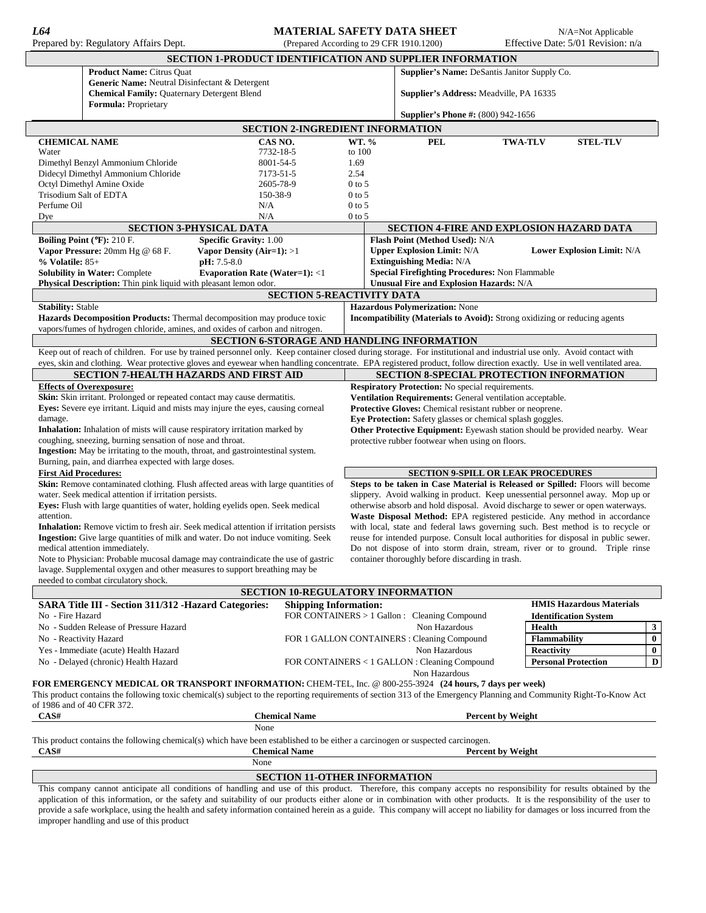*L64* **MATERIAL SAFETY DATA SHEET** N/A=Not Applicable

Prepared by: Regulatory Affairs Dept. (Prepared According to 29 CFR 1910.1200) Effective Date: 5/01 Revision: n/a

## SECTION 1-PRODUCT IDENTIFICATION AND SUPPLIER INFORMATION

**Product Name:** Citrus Quat
**Generic Name:** Neutral Disinfectant & Detergent
**Chemical Family:** Quaternary Detergent Blend
**Formula:** Proprietary

**Supplier's Name:** DeSantis Janitor Supply Co.
**Supplier's Address:** Meadville, PA 16335
**Supplier's Phone #:** (800) 942-1656

## SECTION 2-INGREDIENT INFORMATION

| CHEMICAL NAME | CAS NO. | WT. % | PEL | TWA-TLV | STEL-TLV |
|---|---|---|---|---|---|
| Water | 7732-18-5 | to 100 | | | |
| Dimethyl Benzyl Ammonium Chloride | 8001-54-5 | 1.69 | | | |
| Didecyl Dimethyl Ammonium Chloride | 7173-51-5 | 2.54 | | | |
| Octyl Dimethyl Amine Oxide | 2605-78-9 | 0 to 5 | | | |
| Trisodium Salt of EDTA | 150-38-9 | 0 to 5 | | | |
| Perfume Oil | N/A | 0 to 5 | | | |
| Dye | N/A | 0 to 5 | | | |

## SECTION 3-PHYSICAL DATA

**Boiling Point (°F):** 210 F.
**Specific Gravity:** 1.00
**Vapor Pressure:** 20mm Hg @ 68 F.
**Vapor Density (Air=1):** >1
**% Volatile:** 85+
**pH:** 7.5-8.0
**Solubility in Water:** Complete
**Evaporation Rate (Water=1):** <1
**Physical Description:** Thin pink liquid with pleasant lemon odor.

## SECTION 4-FIRE AND EXPLOSION HAZARD DATA

**Flash Point (Method Used):** N/A
**Upper Explosion Limit:** N/A
**Lower Explosion Limit:** N/A
**Extinguishing Media:** N/A
**Special Firefighting Procedures:** Non Flammable
**Unusual Fire and Explosion Hazards:** N/A

## SECTION 5-REACTIVITY DATA

**Stability:** Stable
**Hazards Decomposition Products:** Thermal decomposition may produce toxic vapors/fumes of hydrogen chloride, amines, and oxides of carbon and nitrogen.
**Hazardous Polymerization:** None
**Incompatibility (Materials to Avoid):** Strong oxidizing or reducing agents

## SECTION 6-STORAGE AND HANDLING INFORMATION

Keep out of reach of children. For use by trained personnel only. Keep container closed during storage. For institutional and industrial use only. Avoid contact with eyes, skin and clothing. Wear protective gloves and eyewear when handling concentrate. EPA registered product, follow direction exactly. Use in well ventilated area.

## SECTION 7-HEALTH HAZARDS AND FIRST AID

**Effects of Overexposure:**

**Skin:** Skin irritant. Prolonged or repeated contact may cause dermatitis.
**Eyes:** Severe eye irritant. Liquid and mists may injure the eyes, causing corneal damage.
**Inhalation:** Inhalation of mists will cause respiratory irritation marked by coughing, sneezing, burning sensation of nose and throat.
**Ingestion:** May be irritating to the mouth, throat, and gastrointestinal system. Burning, pain, and diarrhea expected with large doses.

**First Aid Procedures:**

**Skin:** Remove contaminated clothing. Flush affected areas with large quantities of water. Seek medical attention if irritation persists.
**Eyes:** Flush with large quantities of water, holding eyelids open. Seek medical attention.
**Inhalation:** Remove victim to fresh air. Seek medical attention if irritation persists
**Ingestion:** Give large quantities of milk and water. Do not induce vomiting. Seek medical attention immediately.
Note to Physician: Probable mucosal damage may contraindicate the use of gastric lavage. Supplemental oxygen and other measures to support breathing may be needed to combat circulatory shock.

## SECTION 8-SPECIAL PROTECTION INFORMATION

**Respiratory Protection:** No special requirements.
**Ventilation Requirements:** General ventilation acceptable.
**Protective Gloves:** Chemical resistant rubber or neoprene.
**Eye Protection:** Safety glasses or chemical splash goggles.
**Other Protective Equipment:** Eyewash station should be provided nearby. Wear protective rubber footwear when using on floors.

## SECTION 9-SPILL OR LEAK PROCEDURES

**Steps to be taken in Case Material is Released or Spilled:** Floors will become slippery. Avoid walking in product. Keep unessential personnel away. Mop up or otherwise absorb and hold disposal. Avoid discharge to sewer or open waterways.
**Waste Disposal Method:** EPA registered pesticide. Any method in accordance with local, state and federal laws governing such. Best method is to recycle or reuse for intended purpose. Consult local authorities for disposal in public sewer. Do not dispose of into storm drain, stream, river or to ground. Triple rinse container thoroughly before discarding in trash.

## SECTION 10-REGULATORY INFORMATION

**SARA Title III - Section 311/312 -Hazard Categories:**
No - Fire Hazard
No - Sudden Release of Pressure Hazard
No - Reactivity Hazard
Yes - Immediate (acute) Health Hazard
No - Delayed (chronic) Health Hazard

**Shipping Information:**
FOR CONTAINERS > 1 Gallon : Cleaning Compound Non Hazardous
FOR 1 GALLON CONTAINERS : Cleaning Compound Non Hazardous
FOR CONTAINERS < 1 GALLON : Cleaning Compound Non Hazardous

**HMIS Hazardous Materials Identification System**

| | |
|---|---|
| Health | 3 |
| Flammability | 0 |
| Reactivity | 0 |
| Personal Protection | D |

**FOR EMERGENCY MEDICAL OR TRANSPORT INFORMATION:** CHEM-TEL, Inc. @ 800-255-3924 **(24 hours, 7 days per week)**

This product contains the following toxic chemical(s) subject to the reporting requirements of section 313 of the Emergency Planning and Community Right-To-Know Act of 1986 and of 40 CFR 372.

| CAS# | Chemical Name | Percent by Weight |
|---|---|---|
| | None | |

This product contains the following chemical(s) which have been established to be either a carcinogen or suspected carcinogen.

| CAS# | Chemical Name | Percent by Weight |
|---|---|---|
| | None | |

## SECTION 11-OTHER INFORMATION

This company cannot anticipate all conditions of handling and use of this product. Therefore, this company accepts no responsibility for results obtained by the application of this information, or the safety and suitability of our products either alone or in combination with other products. It is the responsibility of the user to provide a safe workplace, using the health and safety information contained herein as a guide. This company will accept no liability for damages or loss incurred from the improper handling and use of this product